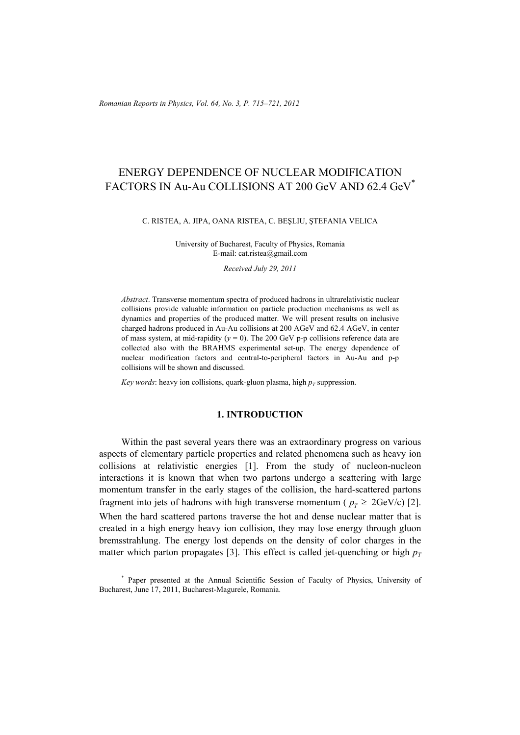# ENERGY DEPENDENCE OF NUCLEAR MODIFICATION FACTORS IN Au-Au COLLISIONS AT 200 GeV AND 62.4 GeV[*]

C. RISTEA, A. JIPA, OANA RISTEA, C. BEŞLIU, ŞTEFANIA VELICA

University of Bucharest, Faculty of Physics, Romania
E-mail: cat.ristea@gmail.com

*Received July 29, 2011*

*Abstract*. Transverse momentum spectra of produced hadrons in ultrarelativistic nuclear collisions provide valuable information on particle production mechanisms as well as dynamics and properties of the produced matter. We will present results on inclusive charged hadrons produced in Au-Au collisions at 200 AGeV and 62.4 AGeV, in center of mass system, at mid-rapidity ($y = 0$). The 200 GeV p-p collisions reference data are collected also with the BRAHMS experimental set-up. The energy dependence of nuclear modification factors and central-to-peripheral factors in Au-Au and p-p collisions will be shown and discussed.

*Key words*: heavy ion collisions, quark-gluon plasma, high $p_T$ suppression.

## 1. INTRODUCTION

Within the past several years there was an extraordinary progress on various aspects of elementary particle properties and related phenomena such as heavy ion collisions at relativistic energies [1]. From the study of nucleon-nucleon interactions it is known that when two partons undergo a scattering with large momentum transfer in the early stages of the collision, the hard-scattered partons fragment into jets of hadrons with high transverse momentum ( $p_T \geq$ 2GeV/c) [2]. When the hard scattered partons traverse the hot and dense nuclear matter that is created in a high energy heavy ion collision, they may lose energy through gluon bremsstrahlung. The energy lost depends on the density of color charges in the matter which parton propagates [3]. This effect is called jet-quenching or high $p_T$

[*] Paper presented at the Annual Scientific Session of Faculty of Physics, University of Bucharest, June 17, 2011, Bucharest-Magurele, Romania.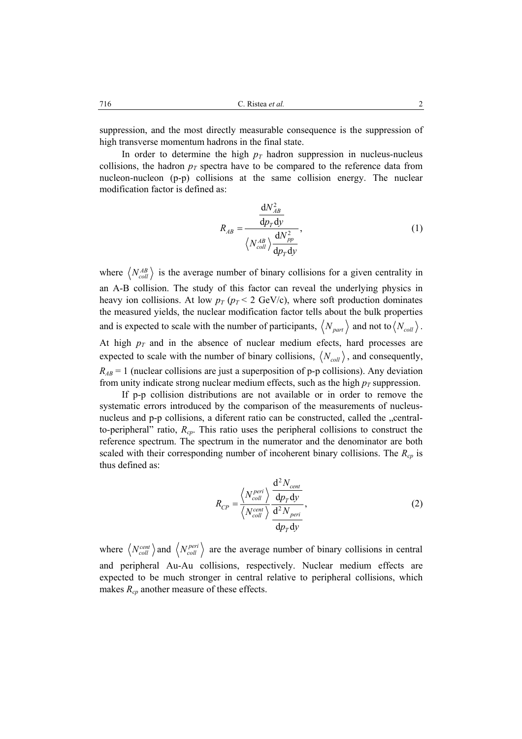suppression, and the most directly measurable consequence is the suppression of high transverse momentum hadrons in the final state.

In order to determine the high $p_T$ hadron suppression in nucleus-nucleus collisions, the hadron $p_T$ spectra have to be compared to the reference data from nucleon-nucleon (p-p) collisions at the same collision energy. The nuclear modification factor is defined as:

$$R_{AB} = \frac{\dfrac{\mathrm{d}N_{AB}^2}{\mathrm{d}p_T \mathrm{d}y}}{\left\langle N_{coll}^{AB} \right\rangle \dfrac{\mathrm{d}N_{pp}^2}{\mathrm{d}p_T \mathrm{d}y}}, \tag{1}$$

where $\left\langle N_{coll}^{AB} \right\rangle$ is the average number of binary collisions for a given centrality in an A-B collision. The study of this factor can reveal the underlying physics in heavy ion collisions. At low $p_T$ ($p_T$ < 2 GeV/c), where soft production dominates the measured yields, the nuclear modification factor tells about the bulk properties and is expected to scale with the number of participants, $\left\langle N_{part} \right\rangle$ and not to $\left\langle N_{coll} \right\rangle$. At high $p_T$ and in the absence of nuclear medium efects, hard processes are expected to scale with the number of binary collisions, $\left\langle N_{coll} \right\rangle$, and consequently, $R_{AB}$ = 1 (nuclear collisions are just a superposition of p-p collisions). Any deviation from unity indicate strong nuclear medium effects, such as the high $p_T$ suppression.

If p-p collision distributions are not available or in order to remove the systematic errors introduced by the comparison of the measurements of nucleus-nucleus and p-p collisions, a diferent ratio can be constructed, called the „central-to-peripheral" ratio, $R_{cp}$. This ratio uses the peripheral collisions to construct the reference spectrum. The spectrum in the numerator and the denominator are both scaled with their corresponding number of incoherent binary collisions. The $R_{cp}$ is thus defined as:

$$R_{CP} = \frac{\left\langle N_{coll}^{peri} \right\rangle}{\left\langle N_{coll}^{cent} \right\rangle} \frac{\dfrac{\mathrm{d}^2 N_{cent}}{\mathrm{d}p_T \mathrm{d}y}}{\dfrac{\mathrm{d}^2 N_{peri}}{\mathrm{d}p_T \mathrm{d}y}}, \tag{2}$$

where $\left\langle N_{coll}^{cent} \right\rangle$ and $\left\langle N_{coll}^{peri} \right\rangle$ are the average number of binary collisions in central and peripheral Au-Au collisions, respectively. Nuclear medium effects are expected to be much stronger in central relative to peripheral collisions, which makes $R_{cp}$ another measure of these effects.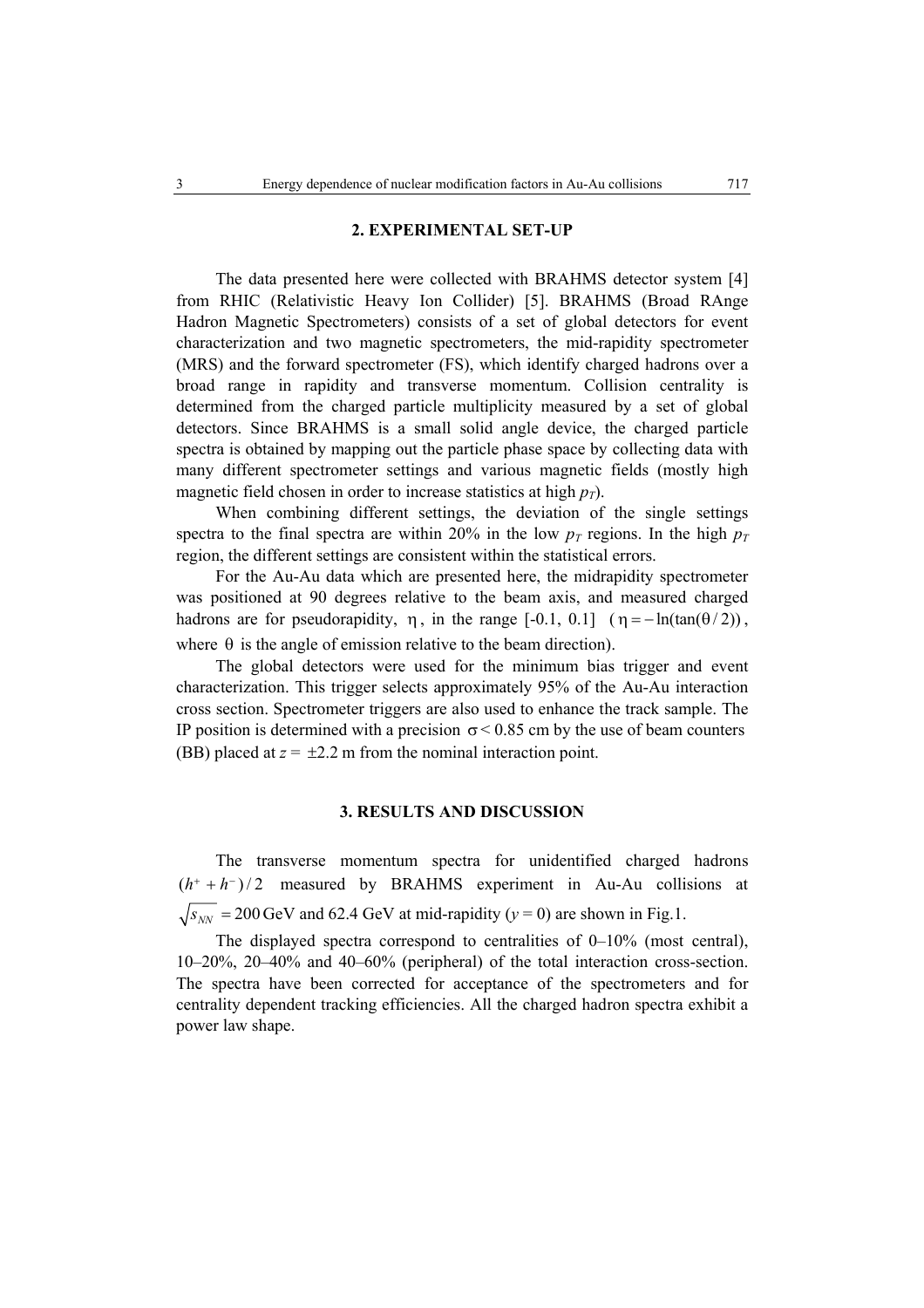## 2. EXPERIMENTAL SET-UP

The data presented here were collected with BRAHMS detector system [4] from RHIC (Relativistic Heavy Ion Collider) [5]. BRAHMS (Broad RAnge Hadron Magnetic Spectrometers) consists of a set of global detectors for event characterization and two magnetic spectrometers, the mid-rapidity spectrometer (MRS) and the forward spectrometer (FS), which identify charged hadrons over a broad range in rapidity and transverse momentum. Collision centrality is determined from the charged particle multiplicity measured by a set of global detectors. Since BRAHMS is a small solid angle device, the charged particle spectra is obtained by mapping out the particle phase space by collecting data with many different spectrometer settings and various magnetic fields (mostly high magnetic field chosen in order to increase statistics at high $p_T$).

When combining different settings, the deviation of the single settings spectra to the final spectra are within 20% in the low $p_T$ regions. In the high $p_T$ region, the different settings are consistent within the statistical errors.

For the Au-Au data which are presented here, the midrapidity spectrometer was positioned at 90 degrees relative to the beam axis, and measured charged hadrons are for pseudorapidity, $\eta$, in the range [-0.1, 0.1] ($\eta = -\ln(\tan(\theta/2))$, where $\theta$ is the angle of emission relative to the beam direction).

The global detectors were used for the minimum bias trigger and event characterization. This trigger selects approximately 95% of the Au-Au interaction cross section. Spectrometer triggers are also used to enhance the track sample. The IP position is determined with a precision $\sigma < 0.85$ cm by the use of beam counters (BB) placed at $z = \pm 2.2$ m from the nominal interaction point.

## 3. RESULTS AND DISCUSSION

The transverse momentum spectra for unidentified charged hadrons $(h^+ + h^-)/2$ measured by BRAHMS experiment in Au-Au collisions at $\sqrt{s_{NN}} = 200$ GeV and 62.4 GeV at mid-rapidity ($y = 0$) are shown in Fig.1.

The displayed spectra correspond to centralities of 0–10% (most central), 10–20%, 20–40% and 40–60% (peripheral) of the total interaction cross-section. The spectra have been corrected for acceptance of the spectrometers and for centrality dependent tracking efficiencies. All the charged hadron spectra exhibit a power law shape.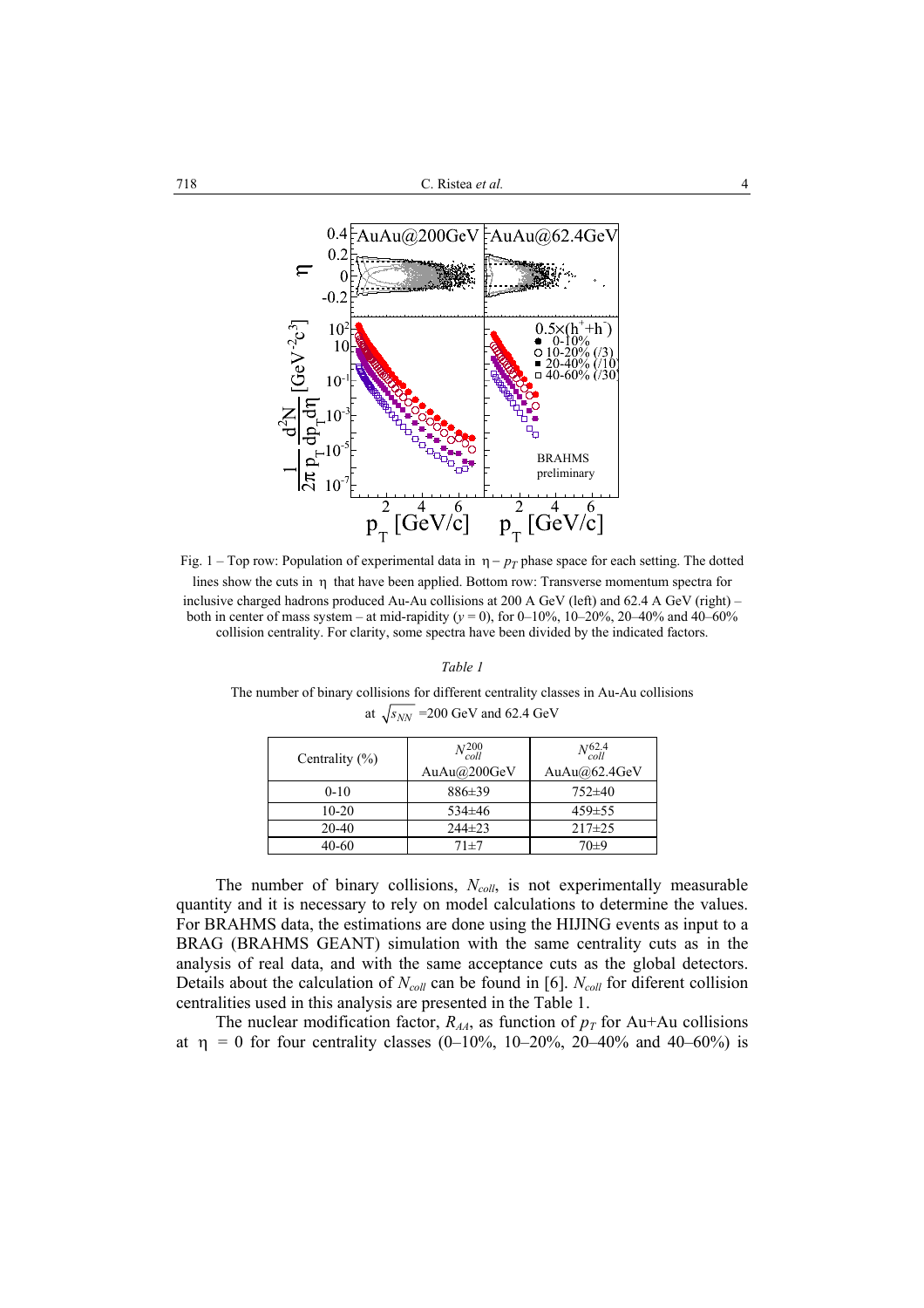Fig. 1 – Top row: Population of experimental data in $\eta - p_T$ phase space for each setting. The dotted lines show the cuts in $\eta$ that have been applied. Bottom row: Transverse momentum spectra for inclusive charged hadrons produced Au-Au collisions at 200 A GeV (left) and 62.4 A GeV (right) – both in center of mass system – at mid-rapidity ($y = 0$), for 0–10%, 10–20%, 20–40% and 40–60% collision centrality. For clarity, some spectra have been divided by the indicated factors.

*Table 1*

The number of binary collisions for different centrality classes in Au-Au collisions at $\sqrt{s_{NN}}$ =200 GeV and 62.4 GeV

| Centrality (%) | $N_{coll}^{200}$ AuAu@200GeV | $N_{coll}^{62.4}$ AuAu@62.4GeV |
|---|---|---|
| 0-10 | 886±39 | 752±40 |
| 10-20 | 534±46 | 459±55 |
| 20-40 | 244±23 | 217±25 |
| 40-60 | 71±7 | 70±9 |

The number of binary collisions, $N_{coll}$, is not experimentally measurable quantity and it is necessary to rely on model calculations to determine the values. For BRAHMS data, the estimations are done using the HIJING events as input to a BRAG (BRAHMS GEANT) simulation with the same centrality cuts as in the analysis of real data, and with the same acceptance cuts as the global detectors. Details about the calculation of $N_{coll}$ can be found in [6]. $N_{coll}$ for diferent collision centralities used in this analysis are presented in the Table 1.

The nuclear modification factor, $R_{AA}$, as function of $p_T$ for Au+Au collisions at $\eta = 0$ for four centrality classes (0–10%, 10–20%, 20–40% and 40–60%) is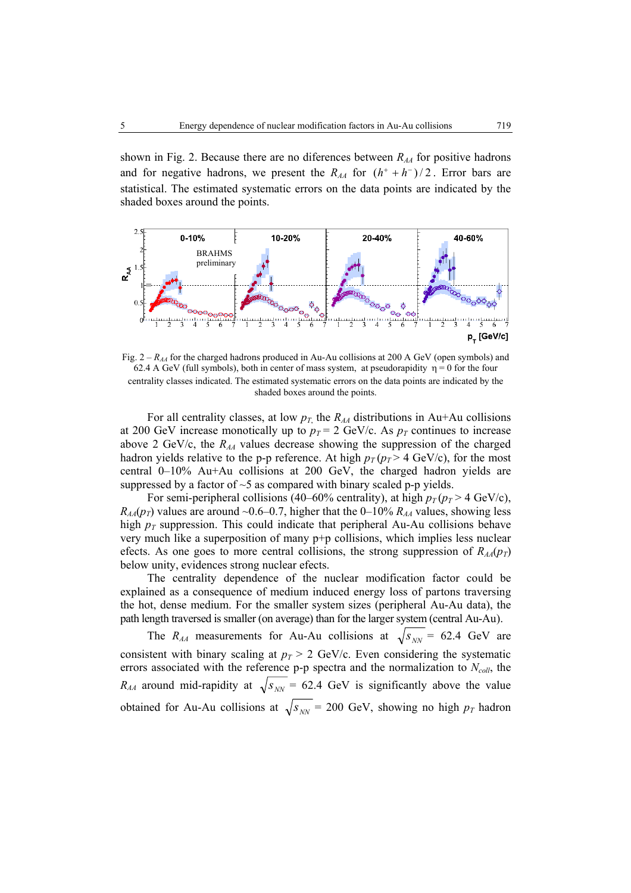shown in Fig. 2. Because there are no diferences between $R_{AA}$ for positive hadrons and for negative hadrons, we present the $R_{AA}$ for $(h^+ + h^-)/2$. Error bars are statistical. The estimated systematic errors on the data points are indicated by the shaded boxes around the points.

Fig. 2 – $R_{AA}$ for the charged hadrons produced in Au-Au collisions at 200 A GeV (open symbols) and 62.4 A GeV (full symbols), both in center of mass system, at pseudorapidity $\eta = 0$ for the four centrality classes indicated. The estimated systematic errors on the data points are indicated by the shaded boxes around the points.

For all centrality classes, at low $p_T$, the $R_{AA}$ distributions in Au+Au collisions at 200 GeV increase monotonically up to $p_T = 2$ GeV/c. As $p_T$ continues to increase above 2 GeV/c, the $R_{AA}$ values decrease showing the suppression of the charged hadron yields relative to the p-p reference. At high $p_T$ ($p_T > 4$ GeV/c), for the most central 0–10% Au+Au collisions at 200 GeV, the charged hadron yields are suppressed by a factor of ~5 as compared with binary scaled p-p yields.

For semi-peripheral collisions (40–60% centrality), at high $p_T$ ($p_T > 4$ GeV/c), $R_{AA}(p_T)$ values are around ~0.6–0.7, higher that the 0–10% $R_{AA}$ values, showing less high $p_T$ suppression. This could indicate that peripheral Au-Au collisions behave very much like a superposition of many p+p collisions, which implies less nuclear efects. As one goes to more central collisions, the strong suppression of $R_{AA}(p_T)$ below unity, evidences strong nuclear efects.

The centrality dependence of the nuclear modification factor could be explained as a consequence of medium induced energy loss of partons traversing the hot, dense medium. For the smaller system sizes (peripheral Au-Au data), the path length traversed is smaller (on average) than for the larger system (central Au-Au).

The $R_{AA}$ measurements for Au-Au collisions at $\sqrt{s_{NN}}$ = 62.4 GeV are consistent with binary scaling at $p_T > 2$ GeV/c. Even considering the systematic errors associated with the reference p-p spectra and the normalization to $N_{coll}$, the $R_{AA}$ around mid-rapidity at $\sqrt{s_{NN}}$ = 62.4 GeV is significantly above the value obtained for Au-Au collisions at $\sqrt{s_{NN}}$ = 200 GeV, showing no high $p_T$ hadron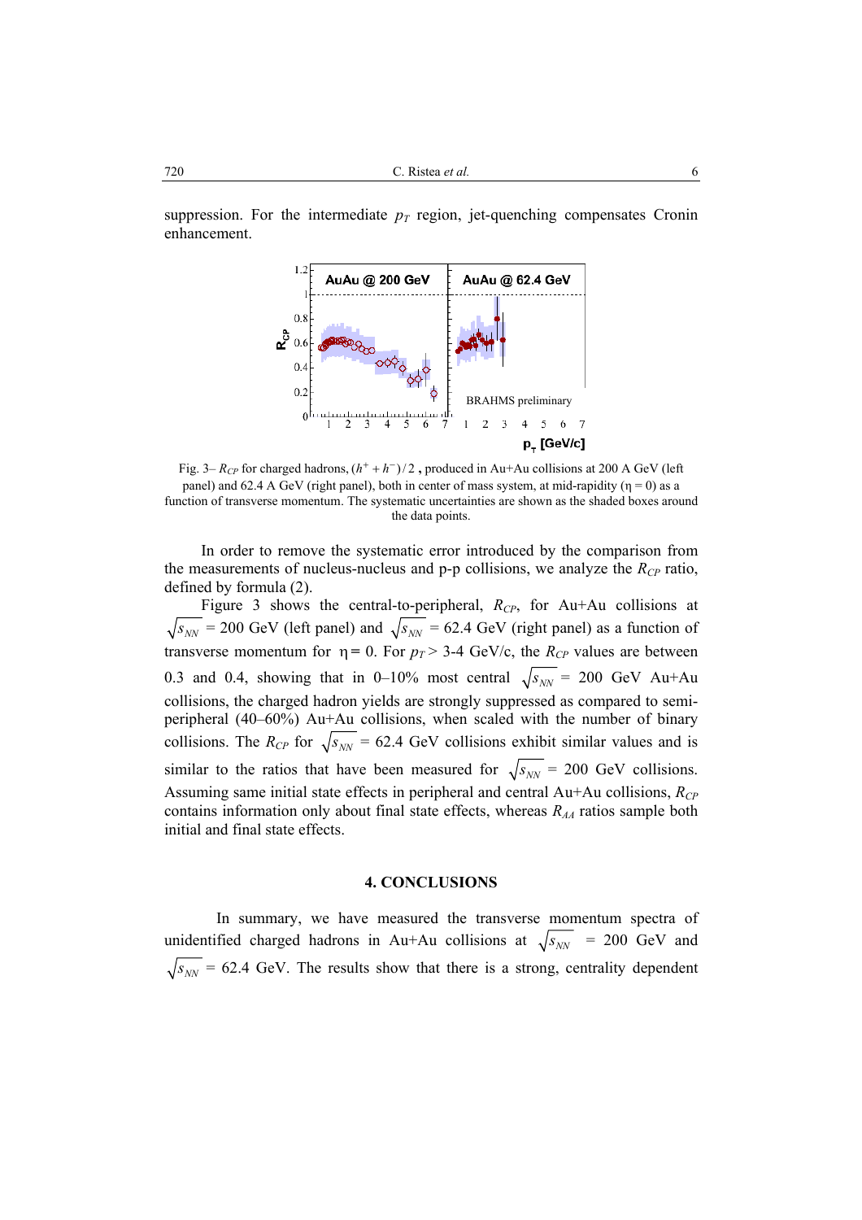suppression. For the intermediate $p_T$ region, jet-quenching compensates Cronin enhancement.

Fig. 3– $R_{CP}$ for charged hadrons, $(h^+ + h^-)/2$ , produced in Au+Au collisions at 200 A GeV (left panel) and 62.4 A GeV (right panel), both in center of mass system, at mid-rapidity ($\eta = 0$) as a function of transverse momentum. The systematic uncertainties are shown as the shaded boxes around the data points.

In order to remove the systematic error introduced by the comparison from the measurements of nucleus-nucleus and p-p collisions, we analyze the $R_{CP}$ ratio, defined by formula (2).

Figure 3 shows the central-to-peripheral, $R_{CP}$, for Au+Au collisions at $\sqrt{s_{NN}}$ = 200 GeV (left panel) and $\sqrt{s_{NN}}$ = 62.4 GeV (right panel) as a function of transverse momentum for $\eta = 0$. For $p_T > 3$-4 GeV/c, the $R_{CP}$ values are between 0.3 and 0.4, showing that in 0–10% most central $\sqrt{s_{NN}}$ = 200 GeV Au+Au collisions, the charged hadron yields are strongly suppressed as compared to semi-peripheral (40–60%) Au+Au collisions, when scaled with the number of binary collisions. The $R_{CP}$ for $\sqrt{s_{NN}}$ = 62.4 GeV collisions exhibit similar values and is similar to the ratios that have been measured for $\sqrt{s_{NN}}$ = 200 GeV collisions. Assuming same initial state effects in peripheral and central Au+Au collisions, $R_{CP}$ contains information only about final state effects, whereas $R_{AA}$ ratios sample both initial and final state effects.

## 4. CONCLUSIONS

In summary, we have measured the transverse momentum spectra of unidentified charged hadrons in Au+Au collisions at $\sqrt{s_{NN}}$ = 200 GeV and $\sqrt{s_{NN}}$ = 62.4 GeV. The results show that there is a strong, centrality dependent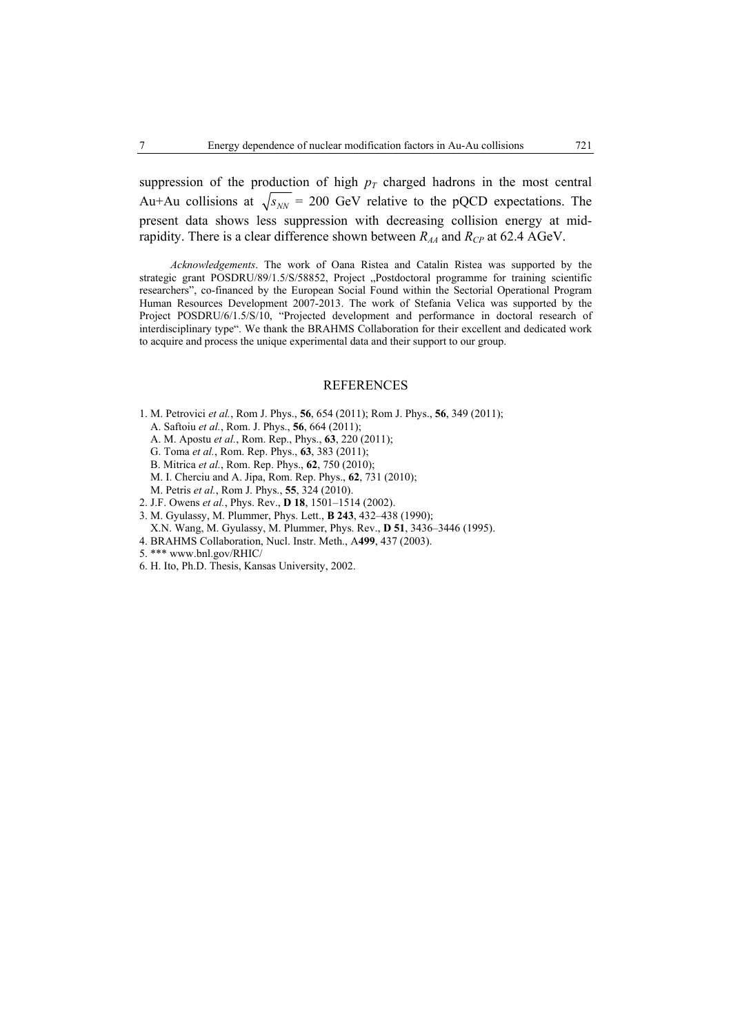suppression of the production of high $p_T$ charged hadrons in the most central Au+Au collisions at $\sqrt{s_{NN}}$ = 200 GeV relative to the pQCD expectations. The present data shows less suppression with decreasing collision energy at mid-rapidity. There is a clear difference shown between $R_{AA}$ and $R_{CP}$ at 62.4 AGeV.

*Acknowledgements*. The work of Oana Ristea and Catalin Ristea was supported by the strategic grant POSDRU/89/1.5/S/58852, Project „Postdoctoral programme for training scientific researchers", co-financed by the European Social Found within the Sectorial Operational Program Human Resources Development 2007-2013. The work of Stefania Velica was supported by the Project POSDRU/6/1.5/S/10, "Projected development and performance in doctoral research of interdisciplinary type". We thank the BRAHMS Collaboration for their excellent and dedicated work to acquire and process the unique experimental data and their support to our group.

## REFERENCES

1. M. Petrovici *et al.*, Rom J. Phys., **56**, 654 (2011); Rom J. Phys., **56**, 349 (2011);
   A. Saftoiu *et al.*, Rom. J. Phys., **56**, 664 (2011);
   A. M. Apostu *et al.*, Rom. Rep., Phys., **63**, 220 (2011);
   G. Toma *et al.*, Rom. Rep. Phys., **63**, 383 (2011);
   B. Mitrica *et al.*, Rom. Rep. Phys., **62**, 750 (2010);
   M. I. Cherciu and A. Jipa, Rom. Rep. Phys., **62**, 731 (2010);
   M. Petris *et al.*, Rom J. Phys., **55**, 324 (2010).
2. J.F. Owens *et al.*, Phys. Rev., **D 18**, 1501–1514 (2002).
3. M. Gyulassy, M. Plummer, Phys. Lett., **B 243**, 432–438 (1990);
   X.N. Wang, M. Gyulassy, M. Plummer, Phys. Rev., **D 51**, 3436–3446 (1995).
4. BRAHMS Collaboration, Nucl. Instr. Meth., A**499**, 437 (2003).
5. *** www.bnl.gov/RHIC/
6. H. Ito, Ph.D. Thesis, Kansas University, 2002.